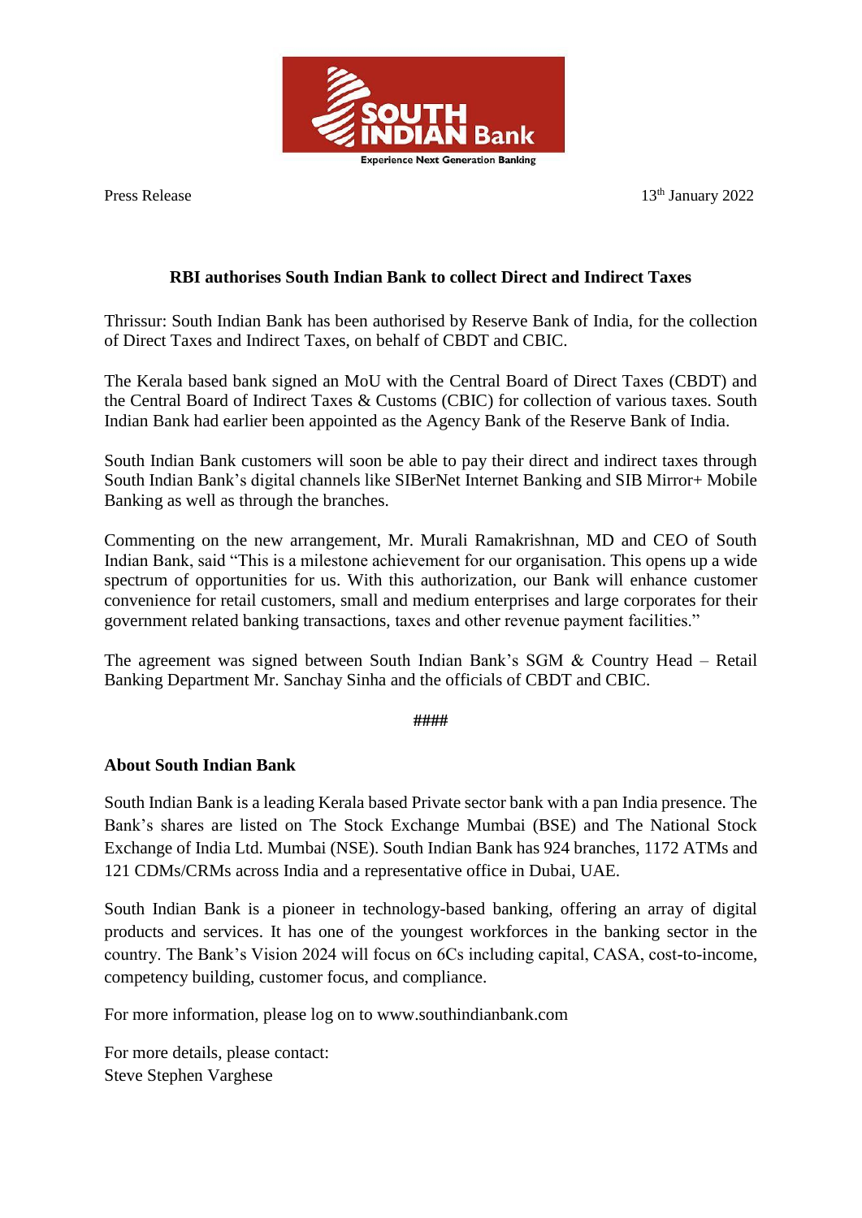SOUTH INDIAN Bank

Experience Next Generation Banking

Press Release

13th January 2022

## RBI authorises South Indian Bank to collect Direct and Indirect Taxes

Thrissur: South Indian Bank has been authorised by Reserve Bank of India, for the collection of Direct Taxes and Indirect Taxes, on behalf of CBDT and CBIC.

The Kerala based bank signed an MoU with the Central Board of Direct Taxes (CBDT) and the Central Board of Indirect Taxes & Customs (CBIC) for collection of various taxes. South Indian Bank had earlier been appointed as the Agency Bank of the Reserve Bank of India.

South Indian Bank customers will soon be able to pay their direct and indirect taxes through South Indian Bank's digital channels like SIBerNet Internet Banking and SIB Mirror+ Mobile Banking as well as through the branches.

Commenting on the new arrangement, Mr. Murali Ramakrishnan, MD and CEO of South Indian Bank, said "This is a milestone achievement for our organisation. This opens up a wide spectrum of opportunities for us. With this authorization, our Bank will enhance customer convenience for retail customers, small and medium enterprises and large corporates for their government related banking transactions, taxes and other revenue payment facilities."

The agreement was signed between South Indian Bank's SGM & Country Head – Retail Banking Department Mr. Sanchay Sinha and the officials of CBDT and CBIC.

####

**About South Indian Bank**

South Indian Bank is a leading Kerala based Private sector bank with a pan India presence. The Bank's shares are listed on The Stock Exchange Mumbai (BSE) and The National Stock Exchange of India Ltd. Mumbai (NSE). South Indian Bank has 924 branches, 1172 ATMs and 121 CDMs/CRMs across India and a representative office in Dubai, UAE.

South Indian Bank is a pioneer in technology-based banking, offering an array of digital products and services. It has one of the youngest workforces in the banking sector in the country. The Bank's Vision 2024 will focus on 6Cs including capital, CASA, cost-to-income, competency building, customer focus, and compliance.

For more information, please log on to www.southindianbank.com

For more details, please contact:
Steve Stephen Varghese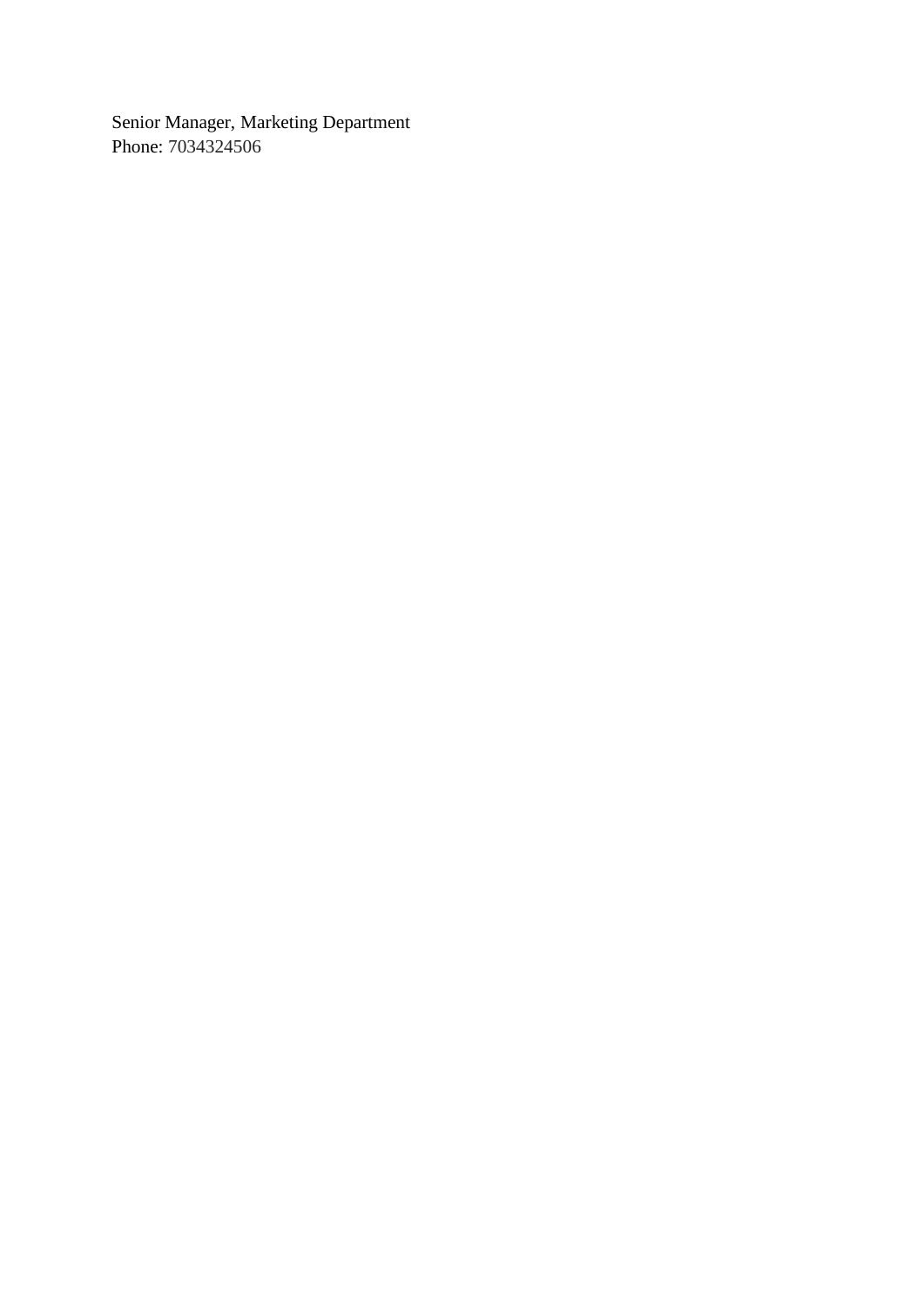Senior Manager, Marketing Department
Phone: 7034324506